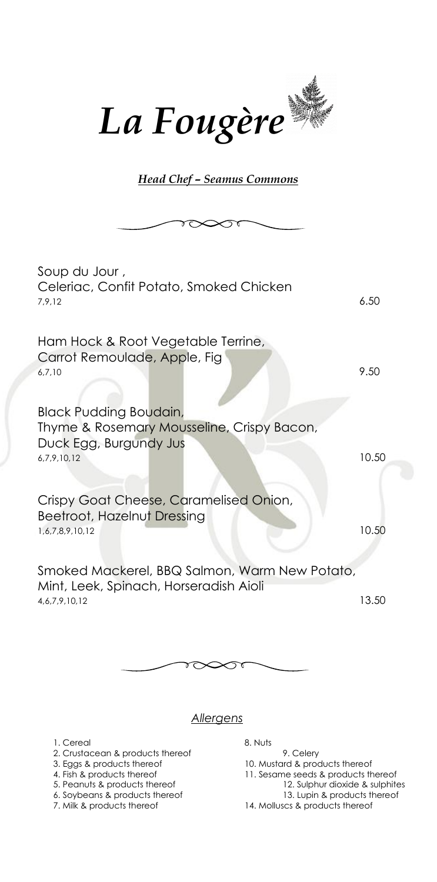# *La Fougère*

***Head Chef – Seamus Commons***

Soup du Jour ,
Celeriac, Confit Potato, Smoked Chicken
7,9,12 — 6.50

Ham Hock & Root Vegetable Terrine,
Carrot Remoulade, Apple, Fig
6,7,10 — 9.50

Black Pudding Boudain,
Thyme & Rosemary Mousseline, Crispy Bacon,
Duck Egg, Burgundy Jus
6,7,9,10,12 — 10.50

Crispy Goat Cheese, Caramelised Onion,
Beetroot, Hazelnut Dressing
1,6,7,8,9,10,12 — 10.50

Smoked Mackerel, BBQ Salmon, Warm New Potato,
Mint, Leek, Spinach, Horseradish Aioli
4,6,7,9,10,12 — 13.50

*Allergens*

1. Cereal
2. Crustacean & products thereof
3. Eggs & products thereof
4. Fish & products thereof
5. Peanuts & products thereof
6. Soybeans & products thereof
7. Milk & products thereof
8. Nuts
9. Celery
10. Mustard & products thereof
11. Sesame seeds & products thereof
12. Sulphur dioxide & sulphites
13. Lupin & products thereof
14. Molluscs & products thereof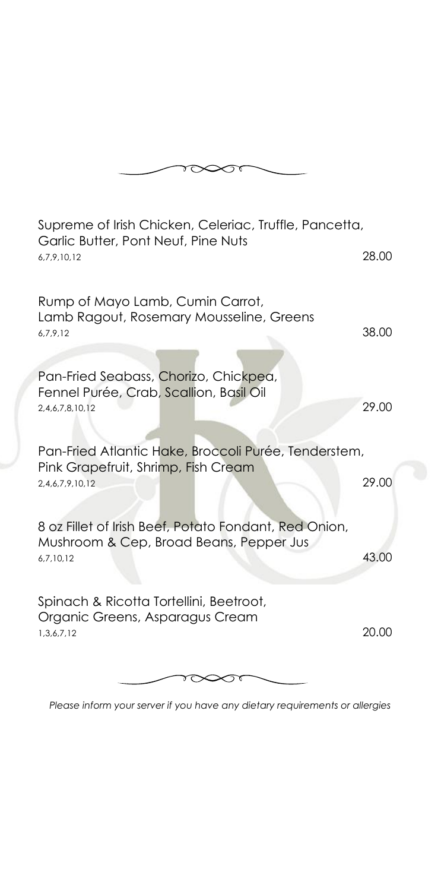Supreme of Irish Chicken, Celeriac, Truffle, Pancetta, Garlic Butter, Pont Neuf, Pine Nuts
6,7,9,10,12 — 28.00

Rump of Mayo Lamb, Cumin Carrot, Lamb Ragout, Rosemary Mousseline, Greens
6,7,9,12 — 38.00

Pan-Fried Seabass, Chorizo, Chickpea, Fennel Purée, Crab, Scallion, Basil Oil
2,4,6,7,8,10,12 — 29.00

Pan-Fried Atlantic Hake, Broccoli Purée, Tenderstem, Pink Grapefruit, Shrimp, Fish Cream
2,4,6,7,9,10,12 — 29.00

8 oz Fillet of Irish Beef, Potato Fondant, Red Onion, Mushroom & Cep, Broad Beans, Pepper Jus
6,7,10,12 — 43.00

Spinach & Ricotta Tortellini, Beetroot, Organic Greens, Asparagus Cream
1,3,6,7,12 — 20.00

*Please inform your server if you have any dietary requirements or allergies*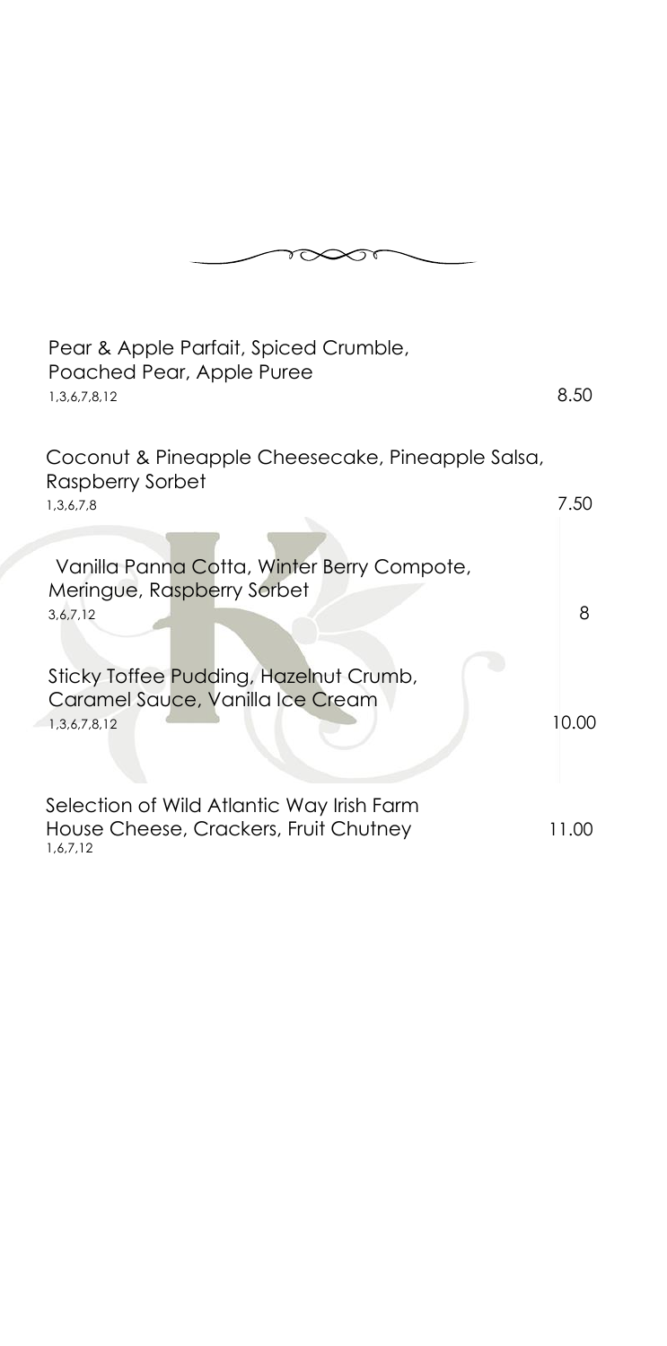Pear & Apple Parfait, Spiced Crumble, Poached Pear, Apple Puree
1,3,6,7,8,12 — 8.50

Coconut & Pineapple Cheesecake, Pineapple Salsa, Raspberry Sorbet
1,3,6,7,8 — 7.50

Vanilla Panna Cotta, Winter Berry Compote, Meringue, Raspberry Sorbet
3,6,7,12 — 8

Sticky Toffee Pudding, Hazelnut Crumb, Caramel Sauce, Vanilla Ice Cream
1,3,6,7,8,12 — 10.00

Selection of Wild Atlantic Way Irish Farm House Cheese, Crackers, Fruit Chutney — 11.00
1,6,7,12